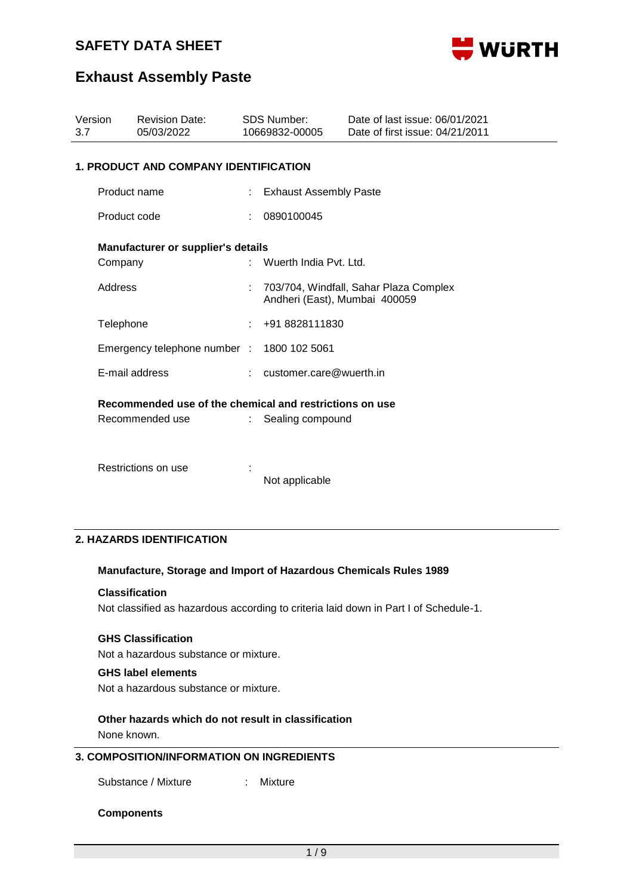# SAFETY DATA SHEET

## Exhaust Assembly Paste

| Version | Revision Date: | SDS Number: | Date of last issue: 06/01/2021 |
|---|---|---|---|
| 3.7 | 05/03/2022 | 10669832-00005 | Date of first issue: 04/21/2011 |

### 1. PRODUCT AND COMPANY IDENTIFICATION

Product name : Exhaust Assembly Paste

Product code : 0890100045

**Manufacturer or supplier's details**

Company : Wuerth India Pvt. Ltd.

Address : 703/704, Windfall, Sahar Plaza Complex Andheri (East), Mumbai 400059

Telephone : +91 8828111830

Emergency telephone number : 1800 102 5061

E-mail address : customer.care@wuerth.in

**Recommended use of the chemical and restrictions on use**

Recommended use : Sealing compound

Restrictions on use : Not applicable

### 2. HAZARDS IDENTIFICATION

**Manufacture, Storage and Import of Hazardous Chemicals Rules 1989**

**Classification**

Not classified as hazardous according to criteria laid down in Part I of Schedule-1.

**GHS Classification**

Not a hazardous substance or mixture.

**GHS label elements**

Not a hazardous substance or mixture.

**Other hazards which do not result in classification**

None known.

### 3. COMPOSITION/INFORMATION ON INGREDIENTS

Substance / Mixture : Mixture

**Components**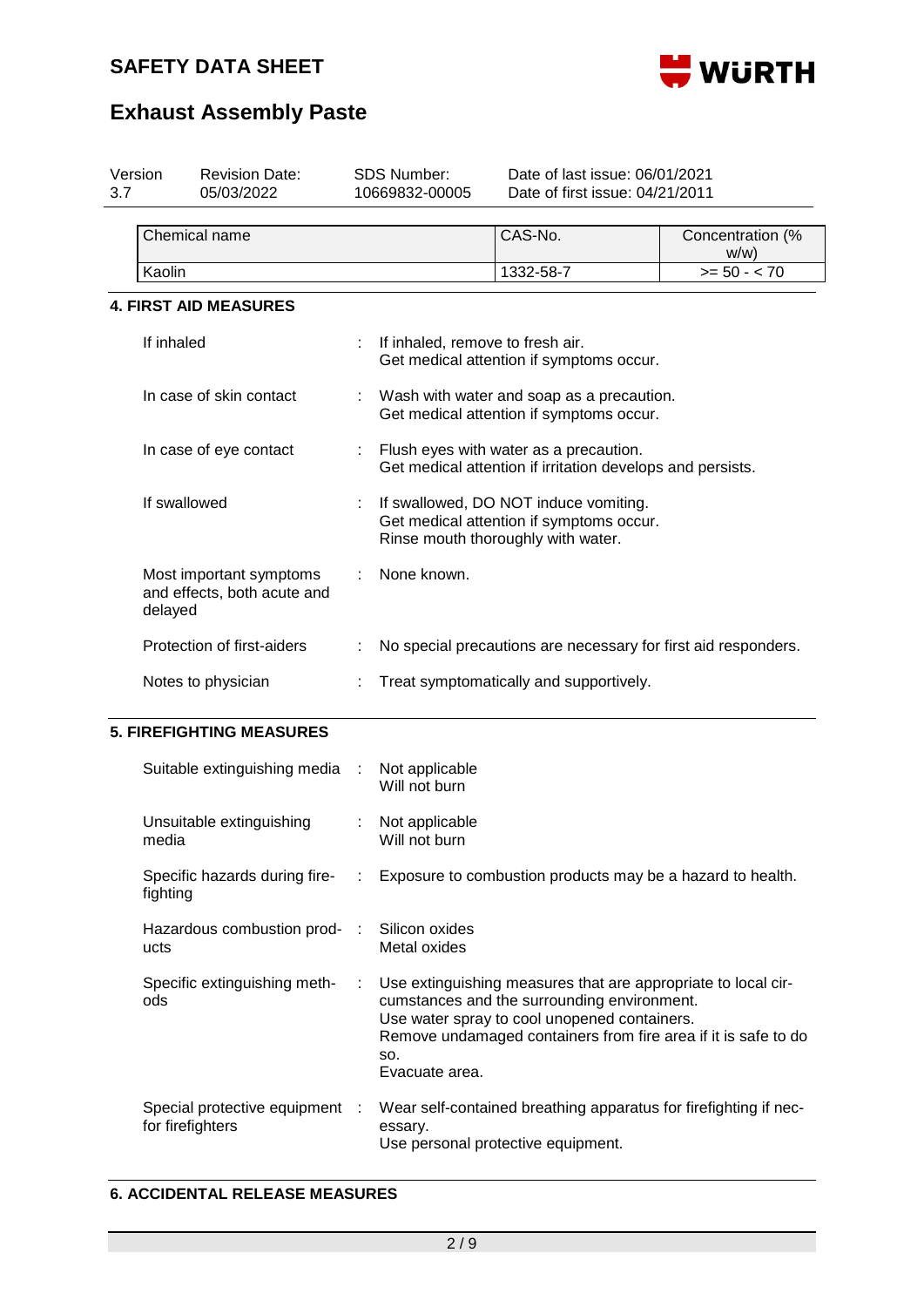| Version | Revision Date: | SDS Number: | Date of last issue: 06/01/2021 |
|---|---|---|---|
| 3.7 | 05/03/2022 | 10669832-00005 | Date of first issue: 04/21/2011 |

| Chemical name | CAS-No. | Concentration (% w/w) |
|---|---|---|
| Kaolin | 1332-58-7 | >= 50 - < 70 |

## 4. FIRST AID MEASURES

| | | |
|---|---|---|
| If inhaled | : | If inhaled, remove to fresh air.<br>Get medical attention if symptoms occur. |
| In case of skin contact | : | Wash with water and soap as a precaution.<br>Get medical attention if symptoms occur. |
| In case of eye contact | : | Flush eyes with water as a precaution.<br>Get medical attention if irritation develops and persists. |
| If swallowed | : | If swallowed, DO NOT induce vomiting.<br>Get medical attention if symptoms occur.<br>Rinse mouth thoroughly with water. |
| Most important symptoms and effects, both acute and delayed | : | None known. |
| Protection of first-aiders | : | No special precautions are necessary for first aid responders. |
| Notes to physician | : | Treat symptomatically and supportively. |

## 5. FIREFIGHTING MEASURES

| | | |
|---|---|---|
| Suitable extinguishing media | : | Not applicable<br>Will not burn |
| Unsuitable extinguishing media | : | Not applicable<br>Will not burn |
| Specific hazards during firefighting | : | Exposure to combustion products may be a hazard to health. |
| Hazardous combustion products | : | Silicon oxides<br>Metal oxides |
| Specific extinguishing methods | : | Use extinguishing measures that are appropriate to local circumstances and the surrounding environment.<br>Use water spray to cool unopened containers.<br>Remove undamaged containers from fire area if it is safe to do so.<br>Evacuate area. |
| Special protective equipment for firefighters | : | Wear self-contained breathing apparatus for firefighting if necessary.<br>Use personal protective equipment. |

## 6. ACCIDENTAL RELEASE MEASURES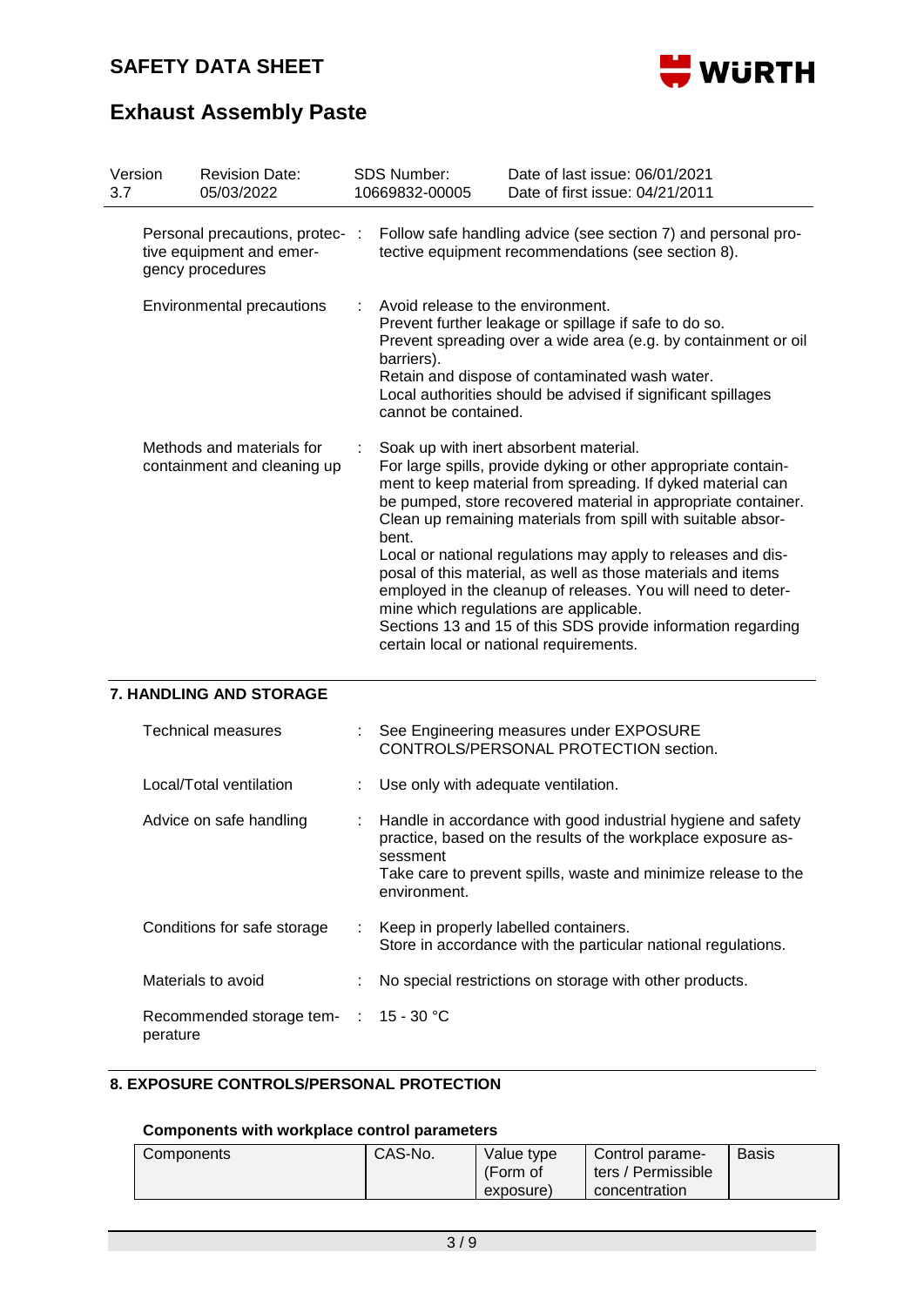| Version 3.7 | Revision Date: 05/03/2022 | SDS Number: 10669832-00005 | Date of last issue: 06/01/2021 Date of first issue: 04/21/2011 |
|---|---|---|---|

Personal precautions, protective equipment and emergency procedures : Follow safe handling advice (see section 7) and personal protective equipment recommendations (see section 8).

Environmental precautions : Avoid release to the environment.
Prevent further leakage or spillage if safe to do so.
Prevent spreading over a wide area (e.g. by containment or oil barriers).
Retain and dispose of contaminated wash water.
Local authorities should be advised if significant spillages cannot be contained.

Methods and materials for containment and cleaning up : Soak up with inert absorbent material.
For large spills, provide dyking or other appropriate containment to keep material from spreading. If dyked material can be pumped, store recovered material in appropriate container.
Clean up remaining materials from spill with suitable absorbent.
Local or national regulations may apply to releases and disposal of this material, as well as those materials and items employed in the cleanup of releases. You will need to determine which regulations are applicable.
Sections 13 and 15 of this SDS provide information regarding certain local or national requirements.

## 7. HANDLING AND STORAGE

Technical measures : See Engineering measures under EXPOSURE CONTROLS/PERSONAL PROTECTION section.

Local/Total ventilation : Use only with adequate ventilation.

Advice on safe handling : Handle in accordance with good industrial hygiene and safety practice, based on the results of the workplace exposure assessment
Take care to prevent spills, waste and minimize release to the environment.

Conditions for safe storage : Keep in properly labelled containers.
Store in accordance with the particular national regulations.

Materials to avoid : No special restrictions on storage with other products.

Recommended storage temperature : 15 - 30 °C

## 8. EXPOSURE CONTROLS/PERSONAL PROTECTION

### Components with workplace control parameters

| Components | CAS-No. | Value type (Form of exposure) | Control parameters / Permissible concentration | Basis |
|---|---|---|---|---|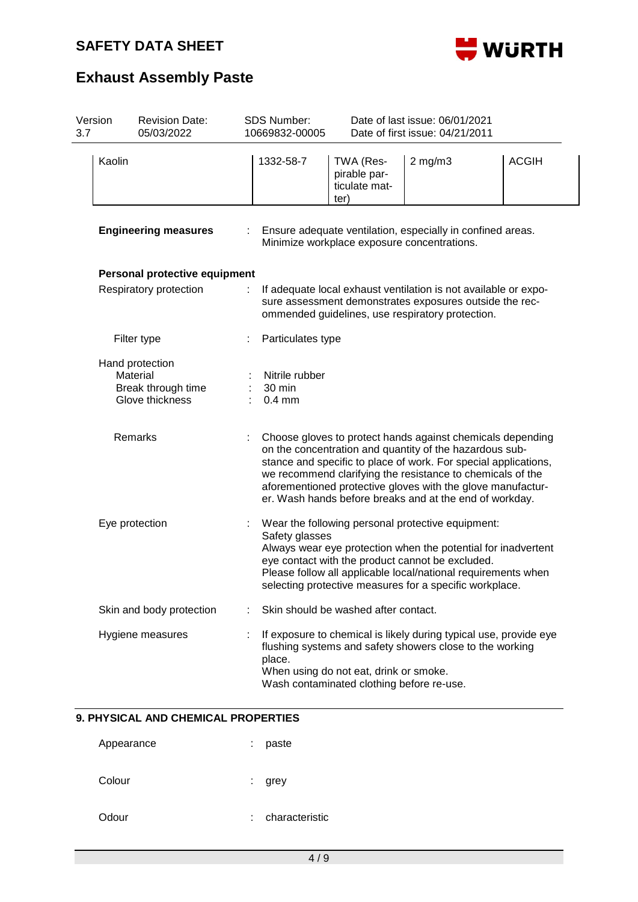| Kaolin | 1332-58-7 | TWA (Respirable particulate matter) | 2 mg/m3 | ACGIH |
|---|---|---|---|---|

**Engineering measures** : Ensure adequate ventilation, especially in confined areas. Minimize workplace exposure concentrations.

**Personal protective equipment**

Respiratory protection : If adequate local exhaust ventilation is not available or exposure assessment demonstrates exposures outside the recommended guidelines, use respiratory protection.

Filter type : Particulates type

Hand protection

Material : Nitrile rubber

Break through time : 30 min

Glove thickness : 0.4 mm

Remarks : Choose gloves to protect hands against chemicals depending on the concentration and quantity of the hazardous substance and specific to place of work. For special applications, we recommend clarifying the resistance to chemicals of the aforementioned protective gloves with the glove manufacturer. Wash hands before breaks and at the end of workday.

Eye protection : Wear the following personal protective equipment:
Safety glasses
Always wear eye protection when the potential for inadvertent eye contact with the product cannot be excluded.
Please follow all applicable local/national requirements when selecting protective measures for a specific workplace.

Skin and body protection : Skin should be washed after contact.

Hygiene measures : If exposure to chemical is likely during typical use, provide eye flushing systems and safety showers close to the working place.
When using do not eat, drink or smoke.
Wash contaminated clothing before re-use.

## 9. PHYSICAL AND CHEMICAL PROPERTIES

Appearance : paste

Colour : grey

Odour : characteristic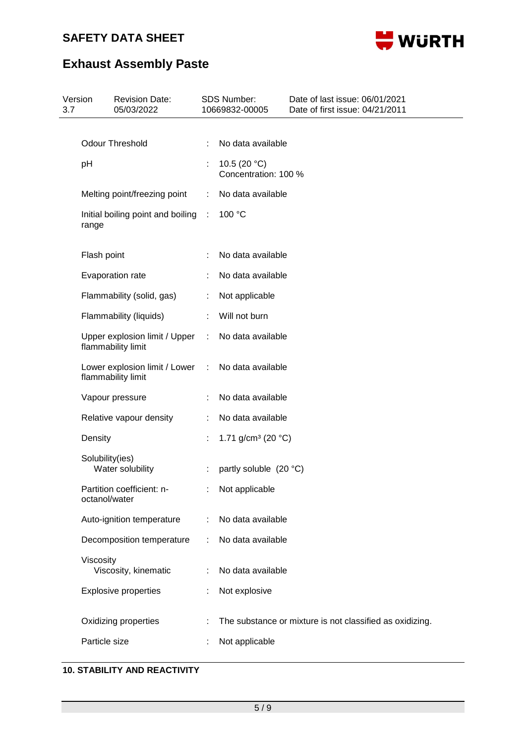| | | |
|---|---|---|
| Odour Threshold | : | No data available |
| pH | : | 10.5 (20 °C)<br>Concentration: 100 % |
| Melting point/freezing point | : | No data available |
| Initial boiling point and boiling range | : | 100 °C |
| Flash point | : | No data available |
| Evaporation rate | : | No data available |
| Flammability (solid, gas) | : | Not applicable |
| Flammability (liquids) | : | Will not burn |
| Upper explosion limit / Upper flammability limit | : | No data available |
| Lower explosion limit / Lower flammability limit | : | No data available |
| Vapour pressure | : | No data available |
| Relative vapour density | : | No data available |
| Density | : | 1.71 g/cm³ (20 °C) |
| Solubility(ies)<br>Water solubility | : | partly soluble (20 °C) |
| Partition coefficient: n-octanol/water | : | Not applicable |
| Auto-ignition temperature | : | No data available |
| Decomposition temperature | : | No data available |
| Viscosity<br>Viscosity, kinematic | : | No data available |
| Explosive properties | : | Not explosive |
| Oxidizing properties | : | The substance or mixture is not classified as oxidizing. |
| Particle size | : | Not applicable |

## 10. STABILITY AND REACTIVITY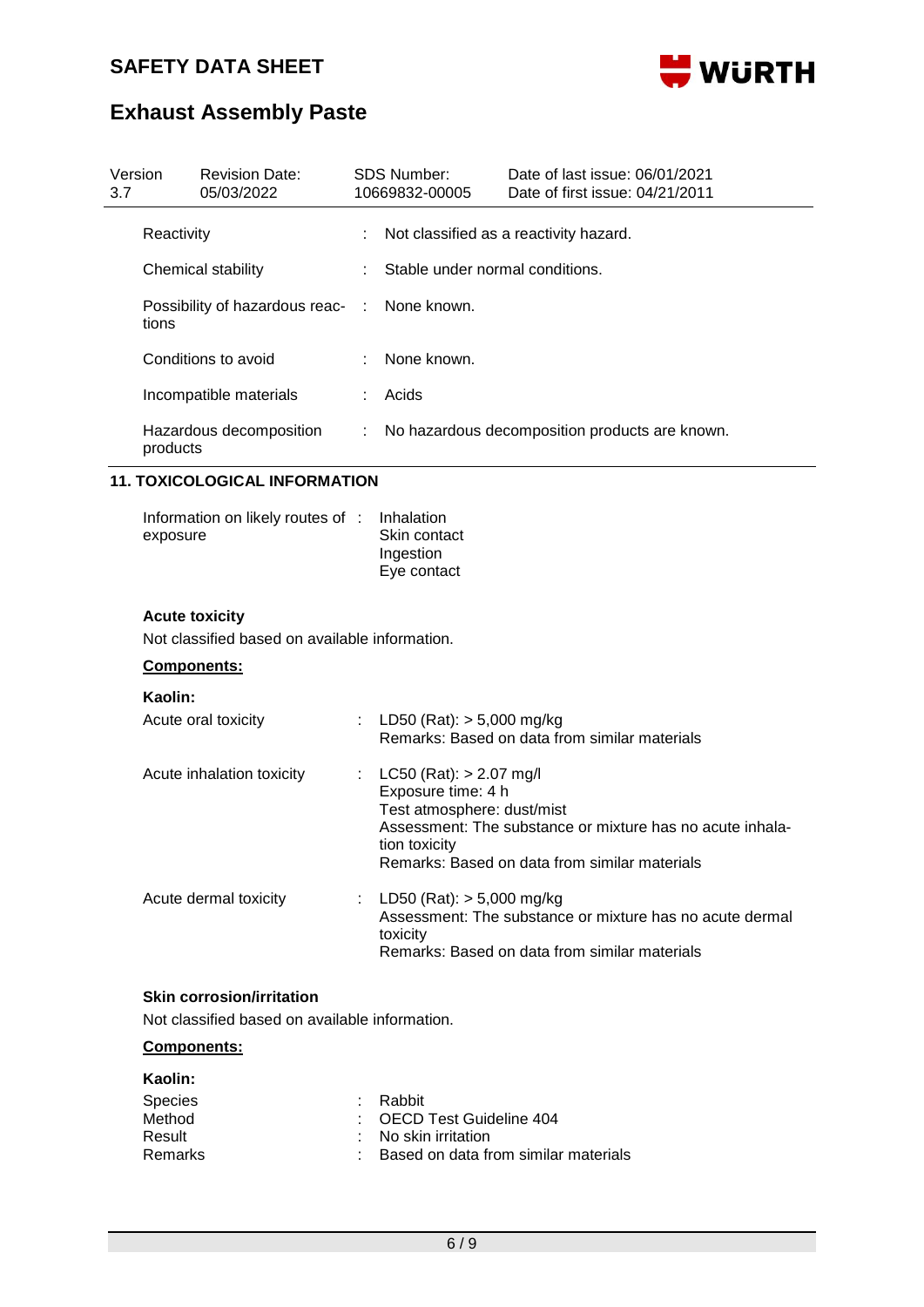| Version 3.7 | Revision Date: 05/03/2022 | SDS Number: 10669832-00005 | Date of last issue: 06/01/2021<br>Date of first issue: 04/21/2011 |
|---|---|---|---|

Reactivity : Not classified as a reactivity hazard.

Chemical stability : Stable under normal conditions.

Possibility of hazardous reactions : None known.

Conditions to avoid : None known.

Incompatible materials : Acids

Hazardous decomposition products : No hazardous decomposition products are known.

## 11. TOXICOLOGICAL INFORMATION

Information on likely routes of exposure : Inhalation
Skin contact
Ingestion
Eye contact

### Acute toxicity

Not classified based on available information.

**Components:**

**Kaolin:**

Acute oral toxicity : LD50 (Rat): > 5,000 mg/kg
Remarks: Based on data from similar materials

Acute inhalation toxicity : LC50 (Rat): > 2.07 mg/l
Exposure time: 4 h
Test atmosphere: dust/mist
Assessment: The substance or mixture has no acute inhalation toxicity
Remarks: Based on data from similar materials

Acute dermal toxicity : LD50 (Rat): > 5,000 mg/kg
Assessment: The substance or mixture has no acute dermal toxicity
Remarks: Based on data from similar materials

### Skin corrosion/irritation

Not classified based on available information.

**Components:**

**Kaolin:**

Species : Rabbit
Method : OECD Test Guideline 404
Result : No skin irritation
Remarks : Based on data from similar materials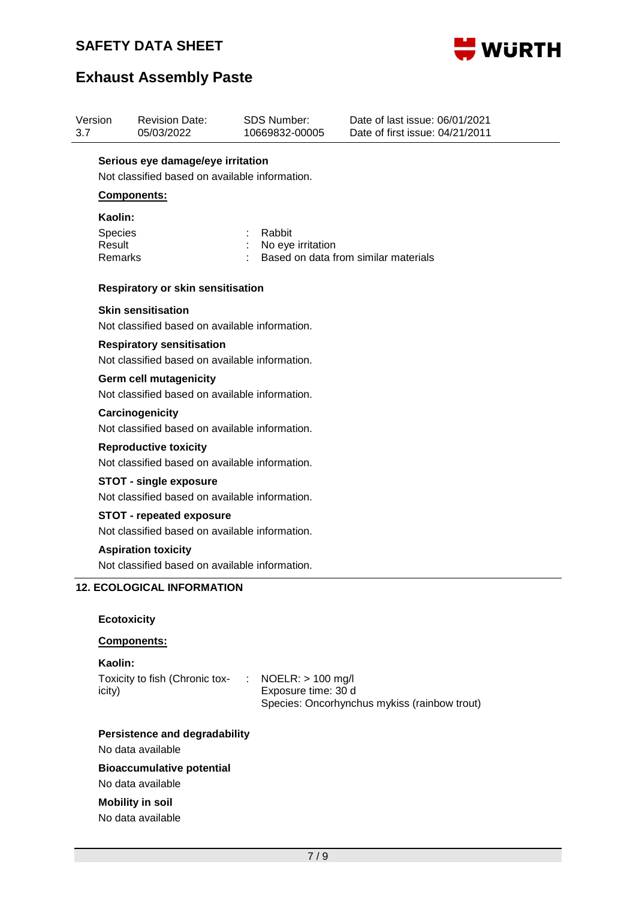**Serious eye damage/eye irritation**

Not classified based on available information.

**Components:**

**Kaolin:**

| | | |
|---|---|---|
| Species | : | Rabbit |
| Result | : | No eye irritation |
| Remarks | : | Based on data from similar materials |

**Respiratory or skin sensitisation**

**Skin sensitisation**

Not classified based on available information.

**Respiratory sensitisation**

Not classified based on available information.

**Germ cell mutagenicity**

Not classified based on available information.

**Carcinogenicity**

Not classified based on available information.

**Reproductive toxicity**

Not classified based on available information.

**STOT - single exposure**

Not classified based on available information.

**STOT - repeated exposure**

Not classified based on available information.

**Aspiration toxicity**

Not classified based on available information.

## 12. ECOLOGICAL INFORMATION

**Ecotoxicity**

**Components:**

**Kaolin:**

Toxicity to fish (Chronic toxicity) : NOELR: > 100 mg/l
Exposure time: 30 d
Species: Oncorhynchus mykiss (rainbow trout)

**Persistence and degradability**

No data available

**Bioaccumulative potential**

No data available

**Mobility in soil**

No data available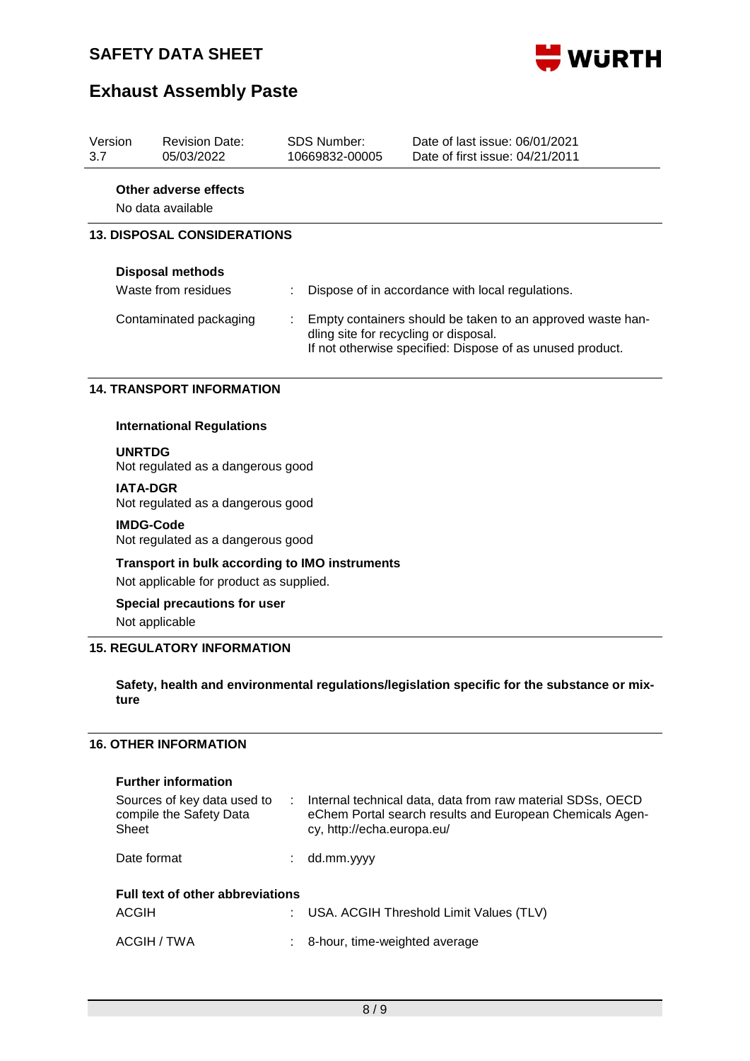**Other adverse effects**

No data available

## 13. DISPOSAL CONSIDERATIONS

**Disposal methods**

| | | |
|---|---|---|
| Waste from residues | : | Dispose of in accordance with local regulations. |
| Contaminated packaging | : | Empty containers should be taken to an approved waste handling site for recycling or disposal. If not otherwise specified: Dispose of as unused product. |

## 14. TRANSPORT INFORMATION

**International Regulations**

**UNRTDG**
Not regulated as a dangerous good

**IATA-DGR**
Not regulated as a dangerous good

**IMDG-Code**
Not regulated as a dangerous good

**Transport in bulk according to IMO instruments**

Not applicable for product as supplied.

**Special precautions for user**

Not applicable

## 15. REGULATORY INFORMATION

**Safety, health and environmental regulations/legislation specific for the substance or mixture**

## 16. OTHER INFORMATION

**Further information**

| | | |
|---|---|---|
| Sources of key data used to compile the Safety Data Sheet | : | Internal technical data, data from raw material SDSs, OECD eChem Portal search results and European Chemicals Agency, http://echa.europa.eu/ |
| Date format | : | dd.mm.yyyy |

**Full text of other abbreviations**

| | | |
|---|---|---|
| ACGIH | : | USA. ACGIH Threshold Limit Values (TLV) |
| ACGIH / TWA | : | 8-hour, time-weighted average |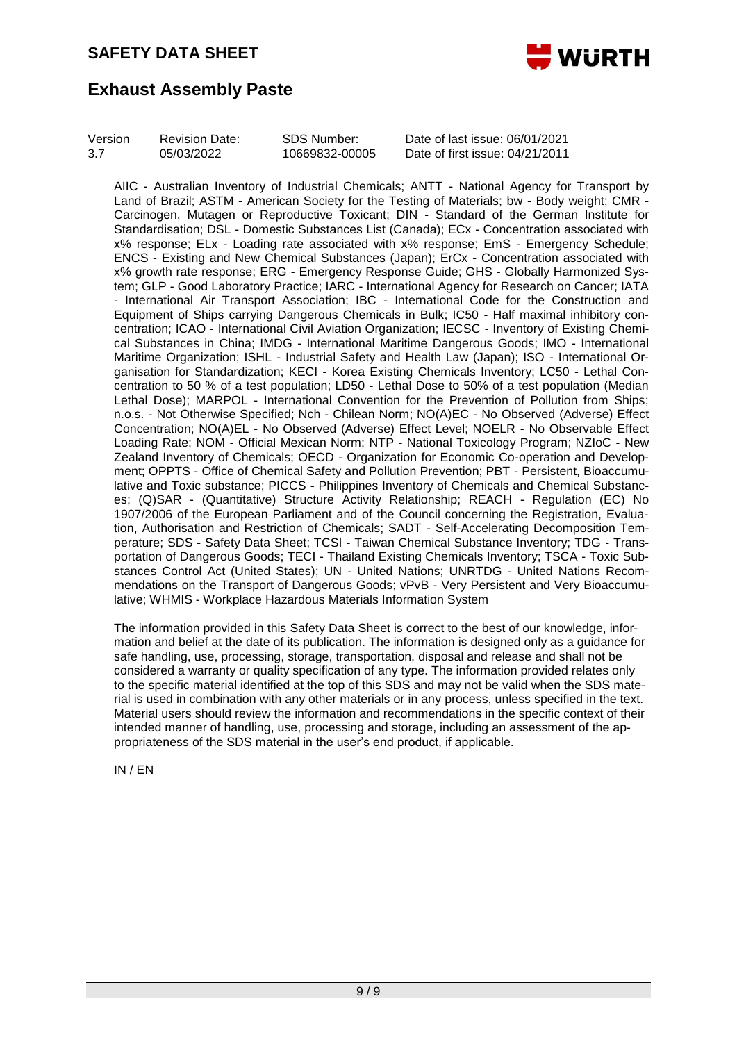AIIC - Australian Inventory of Industrial Chemicals; ANTT - National Agency for Transport by Land of Brazil; ASTM - American Society for the Testing of Materials; bw - Body weight; CMR - Carcinogen, Mutagen or Reproductive Toxicant; DIN - Standard of the German Institute for Standardisation; DSL - Domestic Substances List (Canada); ECx - Concentration associated with x% response; ELx - Loading rate associated with x% response; EmS - Emergency Schedule; ENCS - Existing and New Chemical Substances (Japan); ErCx - Concentration associated with x% growth rate response; ERG - Emergency Response Guide; GHS - Globally Harmonized System; GLP - Good Laboratory Practice; IARC - International Agency for Research on Cancer; IATA - International Air Transport Association; IBC - International Code for the Construction and Equipment of Ships carrying Dangerous Chemicals in Bulk; IC50 - Half maximal inhibitory concentration; ICAO - International Civil Aviation Organization; IECSC - Inventory of Existing Chemical Substances in China; IMDG - International Maritime Dangerous Goods; IMO - International Maritime Organization; ISHL - Industrial Safety and Health Law (Japan); ISO - International Organisation for Standardization; KECI - Korea Existing Chemicals Inventory; LC50 - Lethal Concentration to 50 % of a test population; LD50 - Lethal Dose to 50% of a test population (Median Lethal Dose); MARPOL - International Convention for the Prevention of Pollution from Ships; n.o.s. - Not Otherwise Specified; Nch - Chilean Norm; NO(A)EC - No Observed (Adverse) Effect Concentration; NO(A)EL - No Observed (Adverse) Effect Level; NOELR - No Observable Effect Loading Rate; NOM - Official Mexican Norm; NTP - National Toxicology Program; NZIoC - New Zealand Inventory of Chemicals; OECD - Organization for Economic Co-operation and Development; OPPTS - Office of Chemical Safety and Pollution Prevention; PBT - Persistent, Bioaccumulative and Toxic substance; PICCS - Philippines Inventory of Chemicals and Chemical Substances; (Q)SAR - (Quantitative) Structure Activity Relationship; REACH - Regulation (EC) No 1907/2006 of the European Parliament and of the Council concerning the Registration, Evaluation, Authorisation and Restriction of Chemicals; SADT - Self-Accelerating Decomposition Temperature; SDS - Safety Data Sheet; TCSI - Taiwan Chemical Substance Inventory; TDG - Transportation of Dangerous Goods; TECI - Thailand Existing Chemicals Inventory; TSCA - Toxic Substances Control Act (United States); UN - United Nations; UNRTDG - United Nations Recommendations on the Transport of Dangerous Goods; vPvB - Very Persistent and Very Bioaccumulative; WHMIS - Workplace Hazardous Materials Information System

The information provided in this Safety Data Sheet is correct to the best of our knowledge, information and belief at the date of its publication. The information is designed only as a guidance for safe handling, use, processing, storage, transportation, disposal and release and shall not be considered a warranty or quality specification of any type. The information provided relates only to the specific material identified at the top of this SDS and may not be valid when the SDS material is used in combination with any other materials or in any process, unless specified in the text. Material users should review the information and recommendations in the specific context of their intended manner of handling, use, processing and storage, including an assessment of the appropriateness of the SDS material in the user's end product, if applicable.

IN / EN